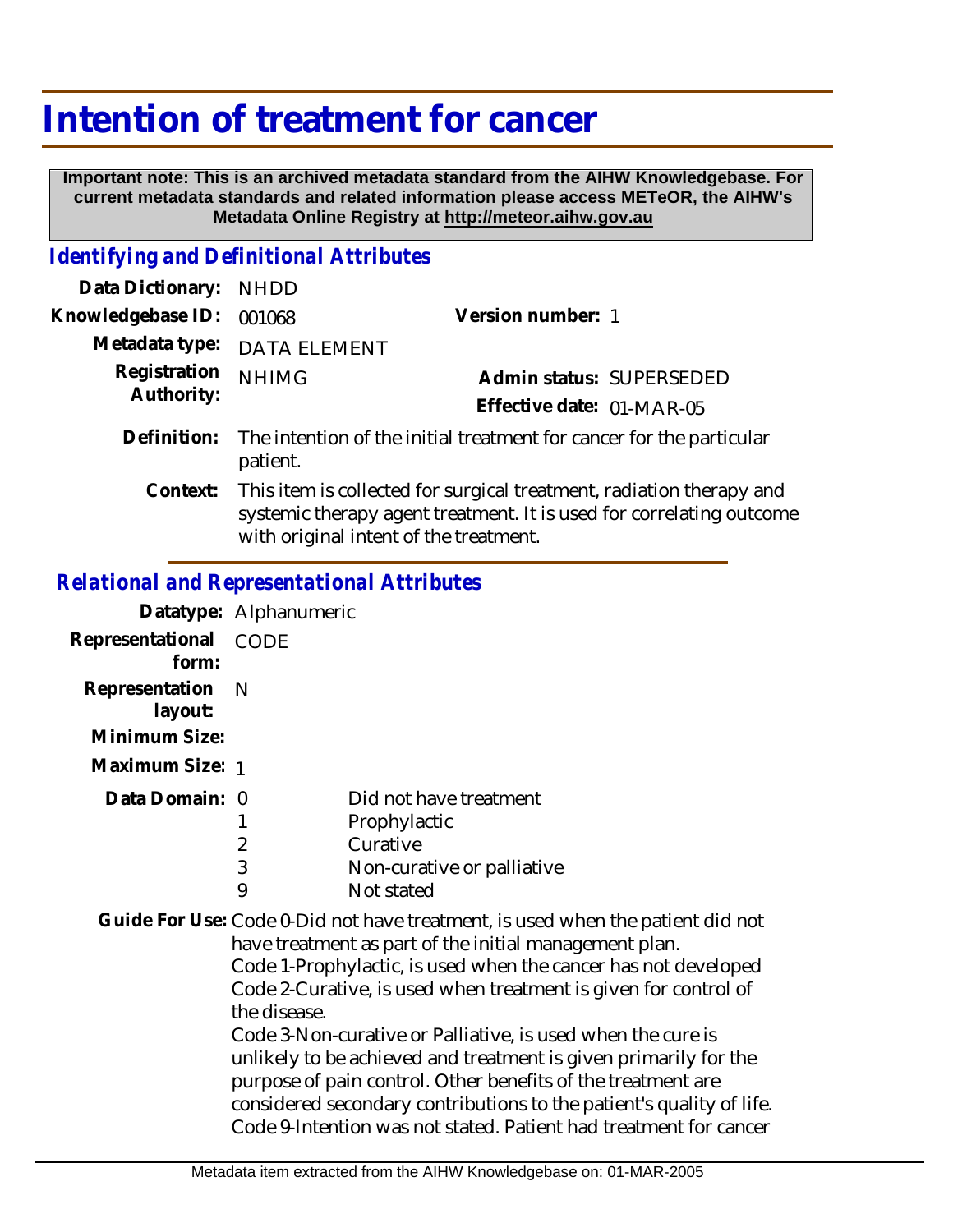# Intention of treatment for cancer

**Important note: This is an archived metadata standard from the AIHW Knowledgebase. For current metadata standards and related information please access METeOR, the AIHW's Metadata Online Registry at http://meteor.aihw.gov.au**

## *Identifying and Definitional Attributes*

| | | | |
|---|---|---|---|
| **Data Dictionary:** | NHDD | | |
| **Knowledgebase ID:** | 001068 | **Version number:** | 1 |
| **Metadata type:** | DATA ELEMENT | | |
| **Registration Authority:** | NHIMG | **Admin status:** | SUPERSEDED |
| | | **Effective date:** | 01-MAR-05 |

**Definition:** The intention of the initial treatment for cancer for the particular patient.

**Context:** This item is collected for surgical treatment, radiation therapy and systemic therapy agent treatment. It is used for correlating outcome with original intent of the treatment.

## *Relational and Representational Attributes*

**Datatype:** Alphanumeric

**Representational form:** CODE

**Representation layout:** N

**Minimum Size:**

**Maximum Size:** 1

**Data Domain:**

| Code | Description |
|---|---|
| 0 | Did not have treatment |
| 1 | Prophylactic |
| 2 | Curative |
| 3 | Non-curative or palliative |
| 9 | Not stated |

**Guide For Use:** Code 0-Did not have treatment, is used when the patient did not have treatment as part of the initial management plan.
Code 1-Prophylactic, is used when the cancer has not developed
Code 2-Curative, is used when treatment is given for control of the disease.
Code 3-Non-curative or Palliative, is used when the cure is unlikely to be achieved and treatment is given primarily for the purpose of pain control. Other benefits of the treatment are considered secondary contributions to the patient's quality of life.
Code 9-Intention was not stated. Patient had treatment for cancer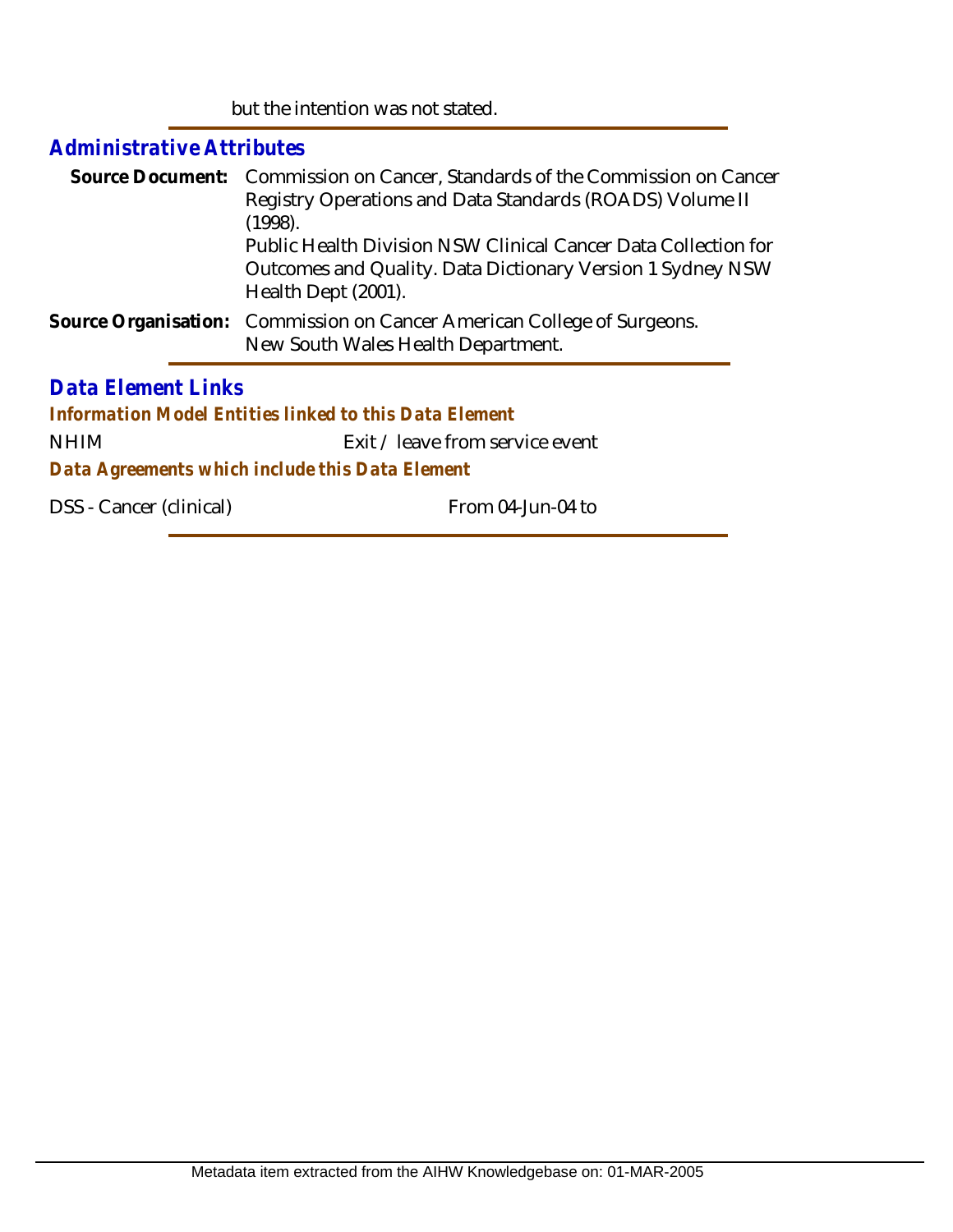but the intention was not stated.

## Administrative Attributes

**Source Document:** Commission on Cancer, Standards of the Commission on Cancer Registry Operations and Data Standards (ROADS) Volume II (1998).
Public Health Division NSW Clinical Cancer Data Collection for Outcomes and Quality. Data Dictionary Version 1 Sydney NSW Health Dept (2001).

**Source Organisation:** Commission on Cancer American College of Surgeons.
New South Wales Health Department.

## Data Element Links

### Information Model Entities linked to this Data Element

| | |
|---|---|
| NHIM | Exit / leave from service event |

### Data Agreements which include this Data Element

| | |
|---|---|
| DSS - Cancer (clinical) | From 04-Jun-04 to |

Metadata item extracted from the AIHW Knowledgebase on: 01-MAR-2005